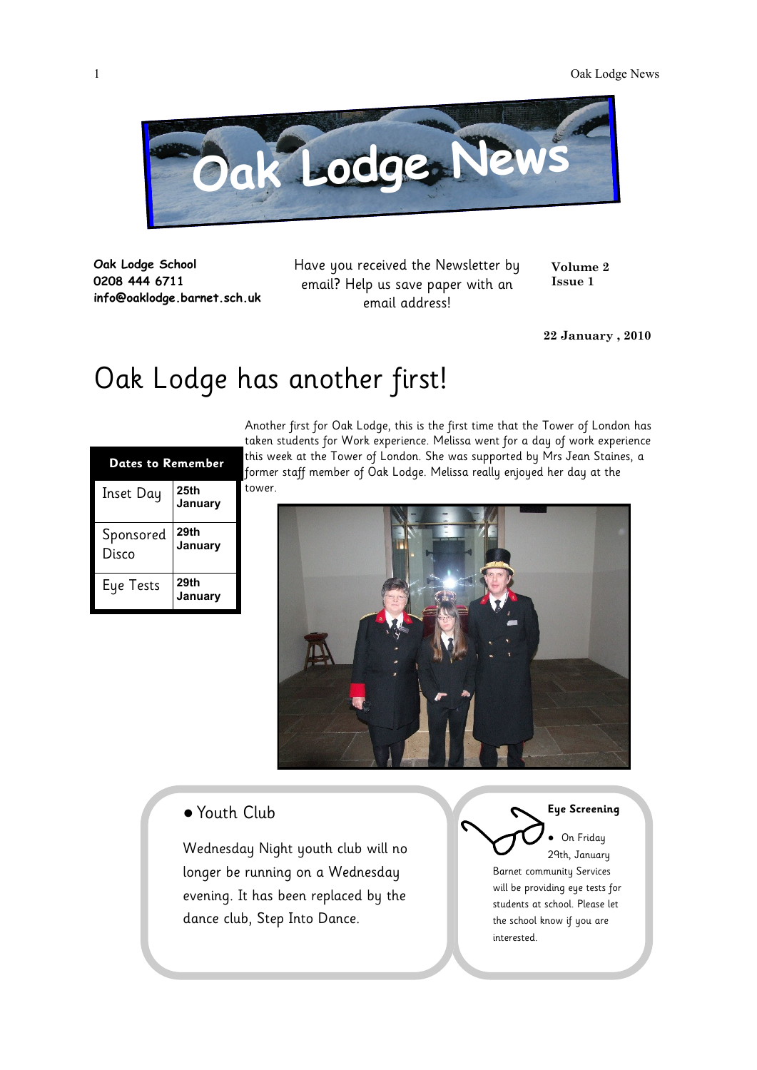# Oak Lodge News

**Oak Lodge School**
**0208 444 6711**
**info@oaklodge.barnet.sch.uk**

Have you received the Newsletter by email? Help us save paper with an email address!

**Volume 2**
**Issue 1**

**22 January , 2010**

# Oak Lodge has another first!

Another first for Oak Lodge, this is the first time that the Tower of London has taken students for Work experience. Melissa went for a day of work experience this week at the Tower of London. She was supported by Mrs Jean Staines, a former staff member of Oak Lodge. Melissa really enjoyed her day at the tower.

| Dates to Remember | |
|---|---|
| Inset Day | **25th January** |
| Sponsored Disco | **29th January** |
| Eye Tests | **29th January** |

## • Youth Club

Wednesday Night youth club will no longer be running on a Wednesday evening. It has been replaced by the dance club, Step Into Dance.

## Eye Screening

- On Friday 29th, January

Barnet community Services will be providing eye tests for students at school. Please let the school know if you are interested.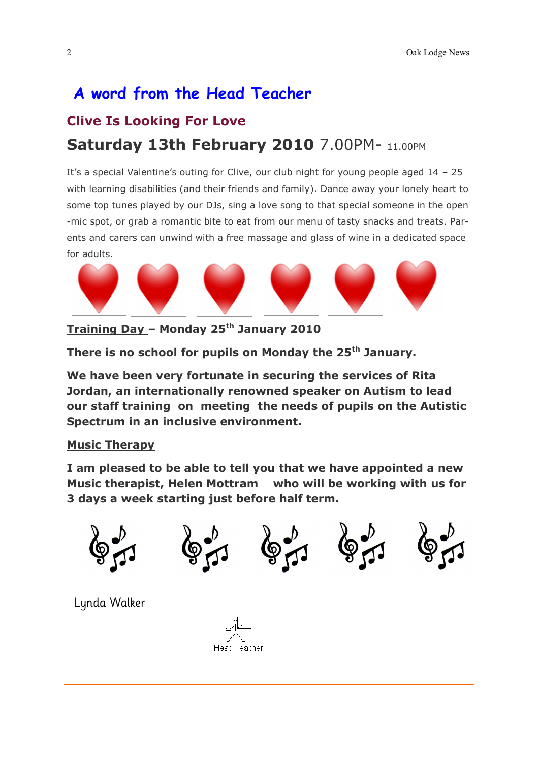# A word from the Head Teacher

## Clive Is Looking For Love

## Saturday 13th February 2010 7.00PM- 11.00PM

It's a special Valentine's outing for Clive, our club night for young people aged 14 – 25 with learning disabilities (and their friends and family). Dance away your lonely heart to some top tunes played by our DJs, sing a love song to that special someone in the open -mic spot, or grab a romantic bite to eat from our menu of tasty snacks and treats. Parents and carers can unwind with a free massage and glass of wine in a dedicated space for adults.

**Training Day – Monday 25th January 2010**

**There is no school for pupils on Monday the 25th January.**

**We have been very fortunate in securing the services of Rita Jordan, an internationally renowned speaker on Autism to lead our staff training on meeting the needs of pupils on the Autistic Spectrum in an inclusive environment.**

**Music Therapy**

**I am pleased to be able to tell you that we have appointed a new Music therapist, Helen Mottram who will be working with us for 3 days a week starting just before half term.**

Lynda Walker

Head Teacher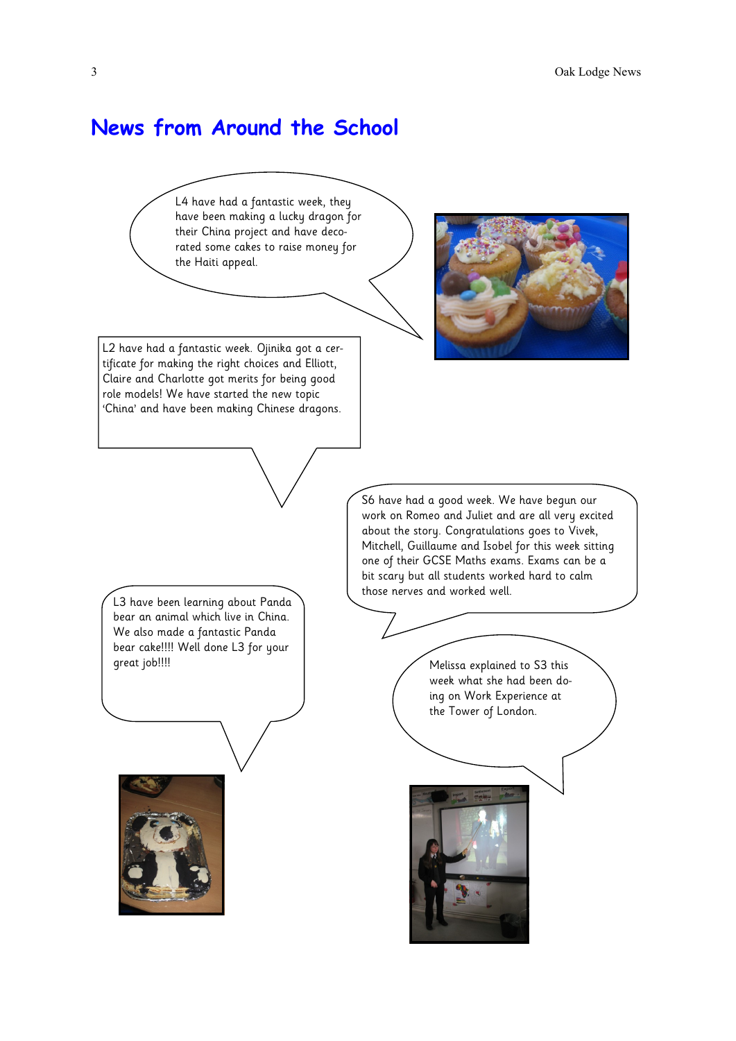# News from Around the School

L4 have had a fantastic week, they have been making a lucky dragon for their China project and have decorated some cakes to raise money for the Haiti appeal.

L2 have had a fantastic week. Ojinika got a certificate for making the right choices and Elliott, Claire and Charlotte got merits for being good role models! We have started the new topic 'China' and have been making Chinese dragons.

S6 have had a good week. We have begun our work on Romeo and Juliet and are all very excited about the story. Congratulations goes to Vivek, Mitchell, Guillaume and Isobel for this week sitting one of their GCSE Maths exams. Exams can be a bit scary but all students worked hard to calm those nerves and worked well.

L3 have been learning about Panda bear an animal which live in China. We also made a fantastic Panda bear cake!!!! Well done L3 for your great job!!!!

Melissa explained to S3 this week what she had been doing on Work Experience at the Tower of London.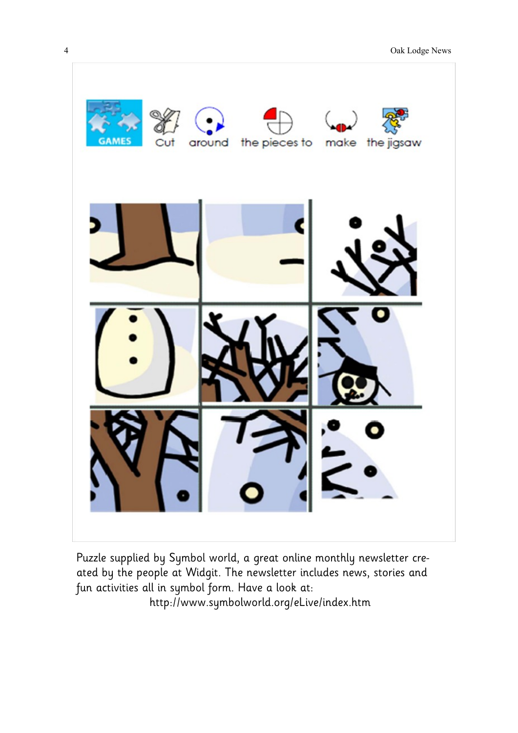GAMES Cut around the pieces to make the jigsaw

Puzzle supplied by Symbol world, a great online monthly newsletter created by the people at Widgit. The newsletter includes news, stories and fun activities all in symbol form. Have a look at:

http://www.symbolworld.org/eLive/index.htm